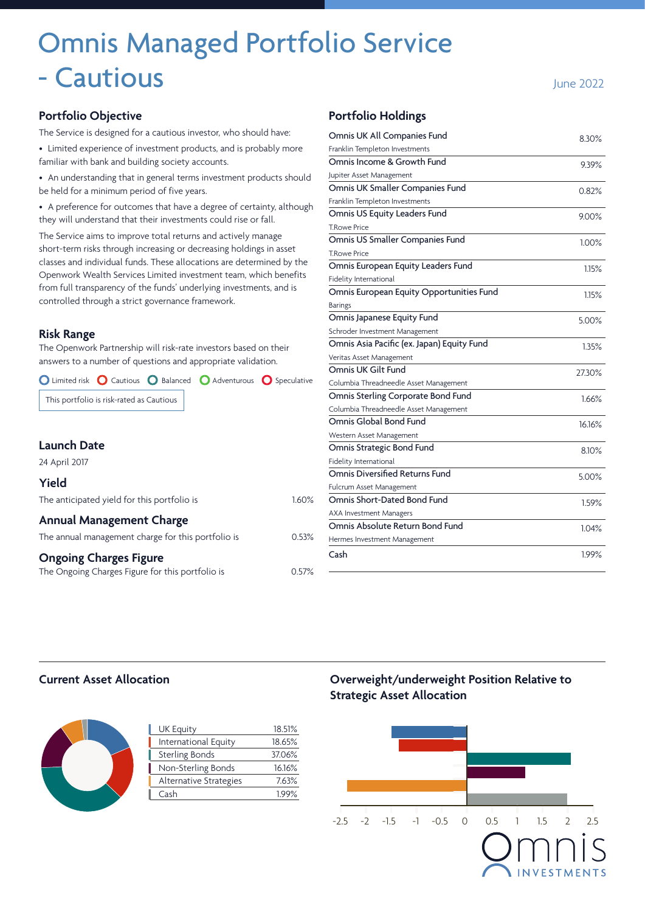# Omnis Managed Portfolio Service - Cautious

June 2022

## Portfolio Objective

The Service is designed for a cautious investor, who should have:

- Limited experience of investment products, and is probably more familiar with bank and building society accounts.
- An understanding that in general terms investment products should be held for a minimum period of five years.
- A preference for outcomes that have a degree of certainty, although they will understand that their investments could rise or fall.

The Service aims to improve total returns and actively manage short-term risks through increasing or decreasing holdings in asset classes and individual funds. These allocations are determined by the Openwork Wealth Services Limited investment team, which benefits from full transparency of the funds' underlying investments, and is controlled through a strict governance framework.

## Risk Range

The Openwork Partnership will risk-rate investors based on their answers to a number of questions and appropriate validation.

Limited risk | Cautious | Balanced | Adventurous | Speculative

This portfolio is risk-rated as Cautious

## Launch Date

24 April 2017

## Yield

The anticipated yield for this portfolio is 1.60%

## Annual Management Charge

The annual management charge for this portfolio is 0.53%

## Ongoing Charges Figure

The Ongoing Charges Figure for this portfolio is 0.57%

## Portfolio Holdings

| Fund | Manager | Weight |
|---|---|---|
| Omnis UK All Companies Fund | Franklin Templeton Investments | 8.30% |
| Omnis Income & Growth Fund | Jupiter Asset Management | 9.39% |
| Omnis UK Smaller Companies Fund | Franklin Templeton Investments | 0.82% |
| Omnis US Equity Leaders Fund | T.Rowe Price | 9.00% |
| Omnis US Smaller Companies Fund | T.Rowe Price | 1.00% |
| Omnis European Equity Leaders Fund | Fidelity International | 1.15% |
| Omnis European Equity Opportunities Fund | Barings | 1.15% |
| Omnis Japanese Equity Fund | Schroder Investment Management | 5.00% |
| Omnis Asia Pacific (ex. Japan) Equity Fund | Veritas Asset Management | 1.35% |
| Omnis UK Gilt Fund | Columbia Threadneedle Asset Management | 27.30% |
| Omnis Sterling Corporate Bond Fund | Columbia Threadneedle Asset Management | 1.66% |
| Omnis Global Bond Fund | Western Asset Management | 16.16% |
| Omnis Strategic Bond Fund | Fidelity International | 8.10% |
| Omnis Diversified Returns Fund | Fulcrum Asset Management | 5.00% |
| Omnis Short-Dated Bond Fund | AXA Investment Managers | 1.59% |
| Omnis Absolute Return Bond Fund | Hermes Investment Management | 1.04% |
| Cash | | 1.99% |

## Current Asset Allocation

| Asset Class | Allocation |
|---|---|
| UK Equity | 18.51% |
| International Equity | 18.65% |
| Sterling Bonds | 37.06% |
| Non-Sterling Bonds | 16.16% |
| Alternative Strategies | 7.63% |
| Cash | 1.99% |

## Overweight/underweight Position Relative to Strategic Asset Allocation

-2.5 -2 -1.5 -1 -0.5 0 0.5 1 1.5 2 2.5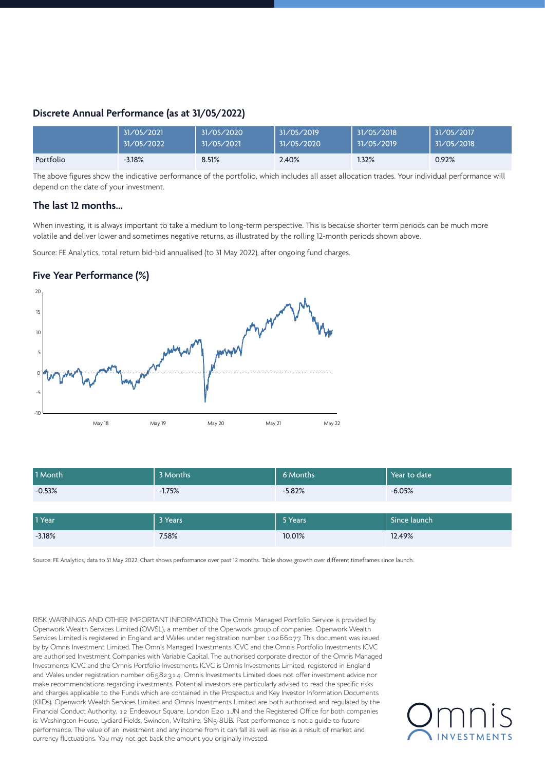## Discrete Annual Performance (as at 31/05/2022)

| | 31/05/2021 31/05/2022 | 31/05/2020 31/05/2021 | 31/05/2019 31/05/2020 | 31/05/2018 31/05/2019 | 31/05/2017 31/05/2018 |
|---|---|---|---|---|---|
| Portfolio | -3.18% | 8.51% | 2.40% | 1.32% | 0.92% |

The above figures show the indicative performance of the portfolio, which includes all asset allocation trades. Your individual performance will depend on the date of your investment.

## The last 12 months...

When investing, it is always important to take a medium to long-term perspective. This is because shorter term periods can be much more volatile and deliver lower and sometimes negative returns, as illustrated by the rolling 12-month periods shown above.

Source: FE Analytics, total return bid-bid annualised (to 31 May 2022), after ongoing fund charges.

## Five Year Performance (%)

20
15
10
5
0
-5
-10

May 18
May 19
May 20
May 21
May 22

| 1 Month | 3 Months | 6 Months | Year to date |
|---|---|---|---|
| -0.53% | -1.75% | -5.82% | -6.05% |

| 1 Year | 3 Years | 5 Years | Since launch |
|---|---|---|---|
| -3.18% | 7.58% | 10.01% | 12.49% |

Source: FE Analytics, data to 31 May 2022. Chart shows performance over past 12 months. Table shows growth over different timeframes since launch.

RISK WARNINGS AND OTHER IMPORTANT INFORMATION: The Omnis Managed Portfolio Service is provided by Openwork Wealth Services Limited (OWSL), a member of the Openwork group of companies. Openwork Wealth Services Limited is registered in England and Wales under registration number 10266077. This document was issued by by Omnis Investment Limited. The Omnis Managed Investments ICVC and the Omnis Portfolio Investments ICVC are authorised Investment Companies with Variable Capital. The authorised corporate director of the Omnis Managed Investments ICVC and the Omnis Portfolio Investments ICVC is Omnis Investments Limited, registered in England and Wales under registration number 06582314. Omnis Investments Limited does not offer investment advice nor make recommendations regarding investments. Potential investors are particularly advised to read the specific risks and charges applicable to the Funds which are contained in the Prospectus and Key Investor Information Documents (KIIDs). Openwork Wealth Services Limited and Omnis Investments Limited are both authorised and regulated by the Financial Conduct Authority, 12 Endeavour Square, London E20 1JN and the Registered Office for both companies is: Washington House, Lydiard Fields, Swindon, Wiltshire, SN5 8UB. Past performance is not a guide to future performance. The value of an investment and any income from it can fall as well as rise as a result of market and currency fluctuations. You may not get back the amount you originally invested.

Omnis INVESTMENTS